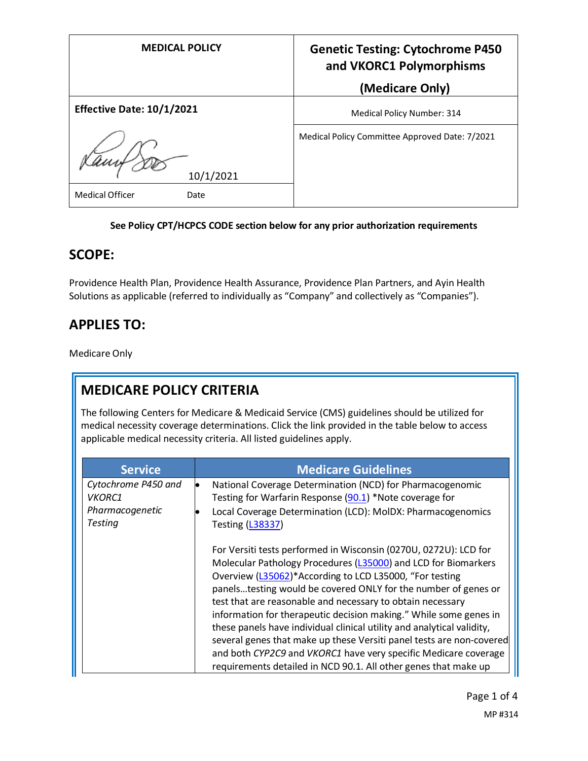| MEDICAL POLICY | Genetic Testing: Cytochrome P450 and VKORC1 Polymorphisms (Medicare Only) |
|---|---|
| **Effective Date: 10/1/2021** | Medical Policy Number: 314 |
| 10/1/2021 | Medical Policy Committee Approved Date: 7/2021 |
| Medical Officer Date | |

**See Policy CPT/HCPCS CODE section below for any prior authorization requirements**

## SCOPE:

Providence Health Plan, Providence Health Assurance, Providence Plan Partners, and Ayin Health Solutions as applicable (referred to individually as "Company" and collectively as "Companies").

## APPLIES TO:

Medicare Only

## MEDICARE POLICY CRITERIA

The following Centers for Medicare & Medicaid Service (CMS) guidelines should be utilized for medical necessity coverage determinations. Click the link provided in the table below to access applicable medical necessity criteria. All listed guidelines apply.

| Service | Medicare Guidelines |
|---|---|
| *Cytochrome P450 and VKORC1 Pharmacogenetic Testing* | • National Coverage Determination (NCD) for Pharmacogenomic Testing for Warfarin Response (90.1) *Note coverage for<br>• Local Coverage Determination (LCD): MolDX: Pharmacogenomics Testing (L38337)<br><br>For Versiti tests performed in Wisconsin (0270U, 0272U): LCD for Molecular Pathology Procedures (L35000) and LCD for Biomarkers Overview (L35062)*According to LCD L35000, "For testing panels…testing would be covered ONLY for the number of genes or test that are reasonable and necessary to obtain necessary information for therapeutic decision making." While some genes in these panels have individual clinical utility and analytical validity, several genes that make up these Versiti panel tests are non-covered and both *CYP2C9* and *VKORC1* have very specific Medicare coverage requirements detailed in NCD 90.1. All other genes that make up |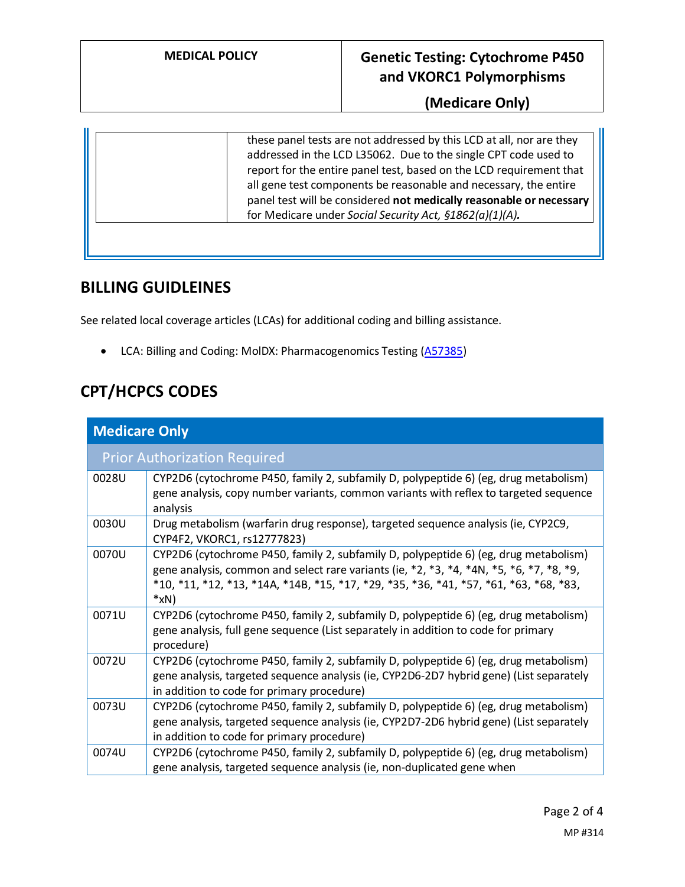| | these panel tests are not addressed by this LCD at all, nor are they addressed in the LCD L35062. Due to the single CPT code used to report for the entire panel test, based on the LCD requirement that all gene test components be reasonable and necessary, the entire panel test will be considered **not medically reasonable or necessary** for Medicare under *Social Security Act, §1862(a)(1)(A).* |
|---|---|

## BILLING GUIDLEINES

See related local coverage articles (LCAs) for additional coding and billing assistance.

- LCA: Billing and Coding: MolDX: Pharmacogenomics Testing (A57385)

## CPT/HCPCS CODES

| Medicare Only | |
|---|---|
| Prior Authorization Required | |
| 0028U | CYP2D6 (cytochrome P450, family 2, subfamily D, polypeptide 6) (eg, drug metabolism) gene analysis, copy number variants, common variants with reflex to targeted sequence analysis |
| 0030U | Drug metabolism (warfarin drug response), targeted sequence analysis (ie, CYP2C9, CYP4F2, VKORC1, rs12777823) |
| 0070U | CYP2D6 (cytochrome P450, family 2, subfamily D, polypeptide 6) (eg, drug metabolism) gene analysis, common and select rare variants (ie, *2, *3, *4, *4N, *5, *6, *7, *8, *9, *10, *11, *12, *13, *14A, *14B, *15, *17, *29, *35, *36, *41, *57, *61, *63, *68, *83, *xN) |
| 0071U | CYP2D6 (cytochrome P450, family 2, subfamily D, polypeptide 6) (eg, drug metabolism) gene analysis, full gene sequence (List separately in addition to code for primary procedure) |
| 0072U | CYP2D6 (cytochrome P450, family 2, subfamily D, polypeptide 6) (eg, drug metabolism) gene analysis, targeted sequence analysis (ie, CYP2D6-2D7 hybrid gene) (List separately in addition to code for primary procedure) |
| 0073U | CYP2D6 (cytochrome P450, family 2, subfamily D, polypeptide 6) (eg, drug metabolism) gene analysis, targeted sequence analysis (ie, CYP2D7-2D6 hybrid gene) (List separately in addition to code for primary procedure) |
| 0074U | CYP2D6 (cytochrome P450, family 2, subfamily D, polypeptide 6) (eg, drug metabolism) gene analysis, targeted sequence analysis (ie, non-duplicated gene when |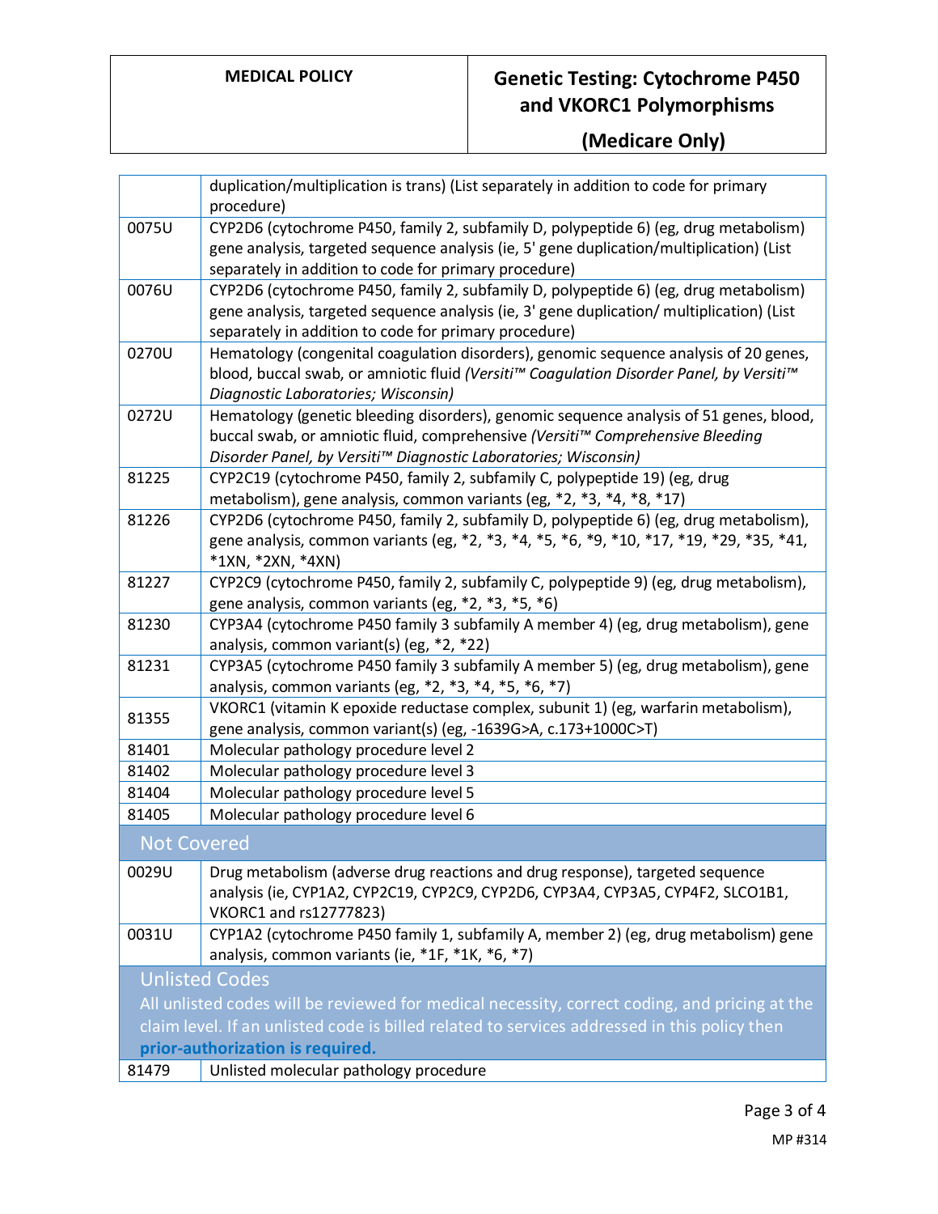| | |
|---|---|
| | duplication/multiplication is trans) (List separately in addition to code for primary procedure) |
| 0075U | CYP2D6 (cytochrome P450, family 2, subfamily D, polypeptide 6) (eg, drug metabolism) gene analysis, targeted sequence analysis (ie, 5' gene duplication/multiplication) (List separately in addition to code for primary procedure) |
| 0076U | CYP2D6 (cytochrome P450, family 2, subfamily D, polypeptide 6) (eg, drug metabolism) gene analysis, targeted sequence analysis (ie, 3' gene duplication/ multiplication) (List separately in addition to code for primary procedure) |
| 0270U | Hematology (congenital coagulation disorders), genomic sequence analysis of 20 genes, blood, buccal swab, or amniotic fluid *(Versiti™ Coagulation Disorder Panel, by Versiti™ Diagnostic Laboratories; Wisconsin)* |
| 0272U | Hematology (genetic bleeding disorders), genomic sequence analysis of 51 genes, blood, buccal swab, or amniotic fluid, comprehensive *(Versiti™ Comprehensive Bleeding Disorder Panel, by Versiti™ Diagnostic Laboratories; Wisconsin)* |
| 81225 | CYP2C19 (cytochrome P450, family 2, subfamily C, polypeptide 19) (eg, drug metabolism), gene analysis, common variants (eg, *2, *3, *4, *8, *17) |
| 81226 | CYP2D6 (cytochrome P450, family 2, subfamily D, polypeptide 6) (eg, drug metabolism), gene analysis, common variants (eg, *2, *3, *4, *5, *6, *9, *10, *17, *19, *29, *35, *41, *1XN, *2XN, *4XN) |
| 81227 | CYP2C9 (cytochrome P450, family 2, subfamily C, polypeptide 9) (eg, drug metabolism), gene analysis, common variants (eg, *2, *3, *5, *6) |
| 81230 | CYP3A4 (cytochrome P450 family 3 subfamily A member 4) (eg, drug metabolism), gene analysis, common variant(s) (eg, *2, *22) |
| 81231 | CYP3A5 (cytochrome P450 family 3 subfamily A member 5) (eg, drug metabolism), gene analysis, common variants (eg, *2, *3, *4, *5, *6, *7) |
| 81355 | VKORC1 (vitamin K epoxide reductase complex, subunit 1) (eg, warfarin metabolism), gene analysis, common variant(s) (eg, -1639G>A, c.173+1000C>T) |
| 81401 | Molecular pathology procedure level 2 |
| 81402 | Molecular pathology procedure level 3 |
| 81404 | Molecular pathology procedure level 5 |
| 81405 | Molecular pathology procedure level 6 |
| **Not Covered** | |
| 0029U | Drug metabolism (adverse drug reactions and drug response), targeted sequence analysis (ie, CYP1A2, CYP2C19, CYP2C9, CYP2D6, CYP3A4, CYP3A5, CYP4F2, SLCO1B1, VKORC1 and rs12777823) |
| 0031U | CYP1A2 (cytochrome P450 family 1, subfamily A, member 2) (eg, drug metabolism) gene analysis, common variants (ie, *1F, *1K, *6, *7) |
| **Unlisted Codes** All unlisted codes will be reviewed for medical necessity, correct coding, and pricing at the claim level. If an unlisted code is billed related to services addressed in this policy then **prior-authorization is required.** | |
| 81479 | Unlisted molecular pathology procedure |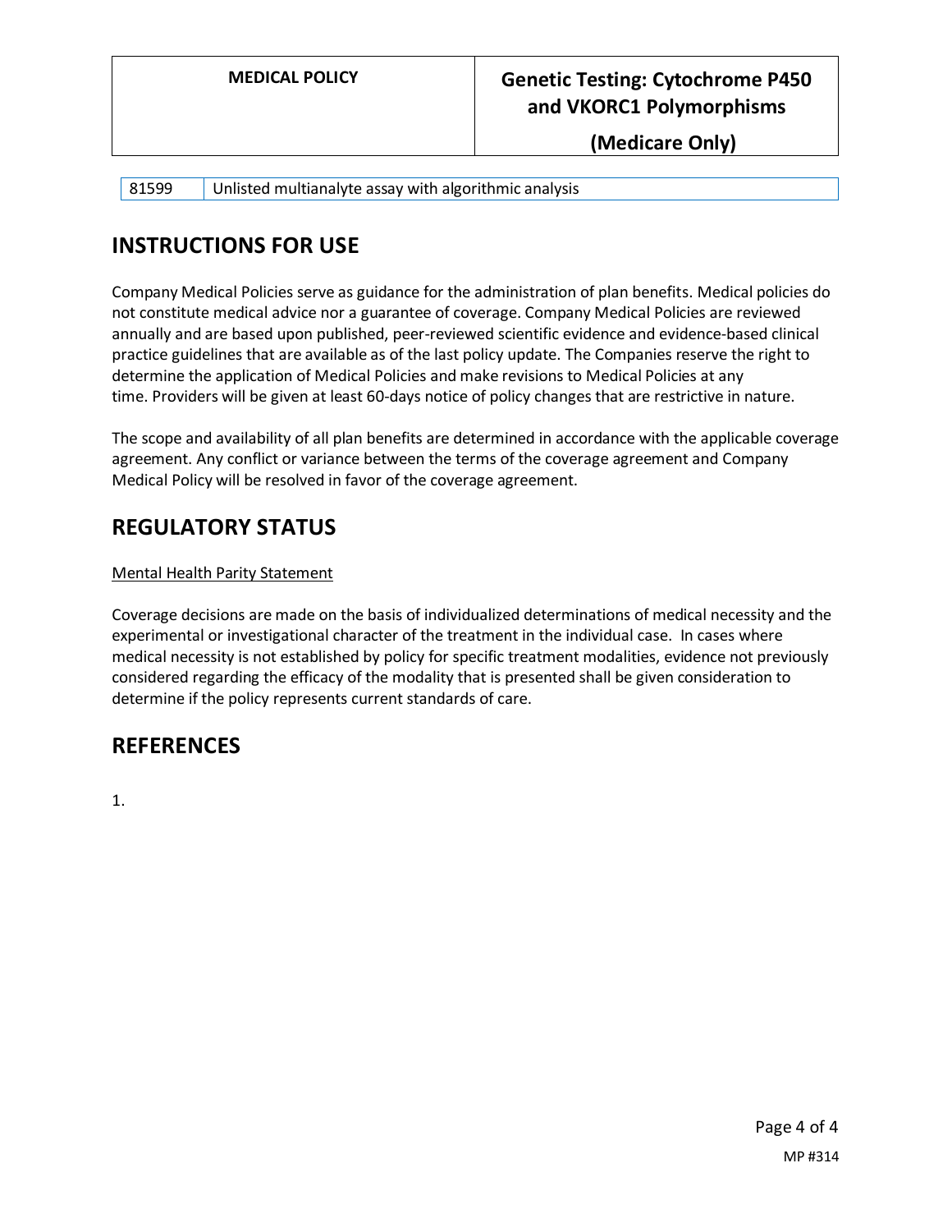| | |
|---|---|
| 81599 | Unlisted multianalyte assay with algorithmic analysis |

## INSTRUCTIONS FOR USE

Company Medical Policies serve as guidance for the administration of plan benefits. Medical policies do not constitute medical advice nor a guarantee of coverage. Company Medical Policies are reviewed annually and are based upon published, peer-reviewed scientific evidence and evidence-based clinical practice guidelines that are available as of the last policy update. The Companies reserve the right to determine the application of Medical Policies and make revisions to Medical Policies at any time. Providers will be given at least 60-days notice of policy changes that are restrictive in nature.

The scope and availability of all plan benefits are determined in accordance with the applicable coverage agreement. Any conflict or variance between the terms of the coverage agreement and Company Medical Policy will be resolved in favor of the coverage agreement.

## REGULATORY STATUS

Mental Health Parity Statement

Coverage decisions are made on the basis of individualized determinations of medical necessity and the experimental or investigational character of the treatment in the individual case. In cases where medical necessity is not established by policy for specific treatment modalities, evidence not previously considered regarding the efficacy of the modality that is presented shall be given consideration to determine if the policy represents current standards of care.

## REFERENCES

1.